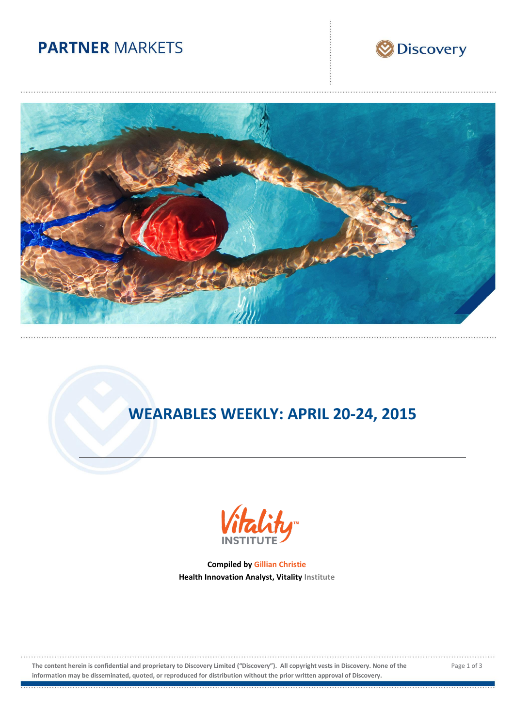**PARTNER** MARKETS

Discovery

# WEARABLES WEEKLY: APRIL 20-24, 2015

Vitality™ INSTITUTE

**Compiled by Gillian Christie**
**Health Innovation Analyst, Vitality Institute**

**The content herein is confidential and proprietary to Discovery Limited ("Discovery"). All copyright vests in Discovery. None of the information may be disseminated, quoted, or reproduced for distribution without the prior written approval of Discovery.**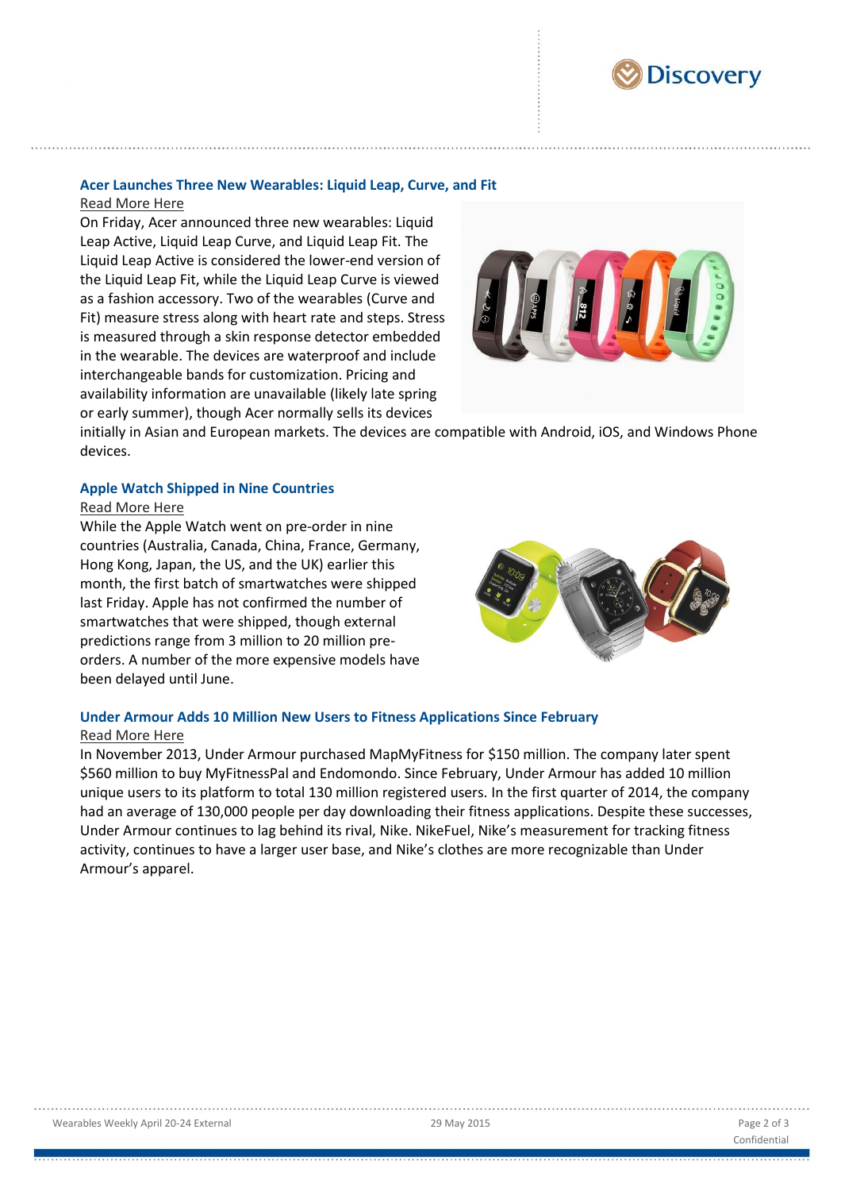## Acer Launches Three New Wearables: Liquid Leap, Curve, and Fit

Read More Here

On Friday, Acer announced three new wearables: Liquid Leap Active, Liquid Leap Curve, and Liquid Leap Fit. The Liquid Leap Active is considered the lower-end version of the Liquid Leap Fit, while the Liquid Leap Curve is viewed as a fashion accessory. Two of the wearables (Curve and Fit) measure stress along with heart rate and steps. Stress is measured through a skin response detector embedded in the wearable. The devices are waterproof and include interchangeable bands for customization. Pricing and availability information are unavailable (likely late spring or early summer), though Acer normally sells its devices initially in Asian and European markets. The devices are compatible with Android, iOS, and Windows Phone devices.

## Apple Watch Shipped in Nine Countries

Read More Here

While the Apple Watch went on pre-order in nine countries (Australia, Canada, China, France, Germany, Hong Kong, Japan, the US, and the UK) earlier this month, the first batch of smartwatches were shipped last Friday. Apple has not confirmed the number of smartwatches that were shipped, though external predictions range from 3 million to 20 million pre-orders. A number of the more expensive models have been delayed until June.

## Under Armour Adds 10 Million New Users to Fitness Applications Since February

Read More Here

In November 2013, Under Armour purchased MapMyFitness for $150 million. The company later spent $560 million to buy MyFitnessPal and Endomondo. Since February, Under Armour has added 10 million unique users to its platform to total 130 million registered users. In the first quarter of 2014, the company had an average of 130,000 people per day downloading their fitness applications. Despite these successes, Under Armour continues to lag behind its rival, Nike. NikeFuel, Nike's measurement for tracking fitness activity, continues to have a larger user base, and Nike's clothes are more recognizable than Under Armour's apparel.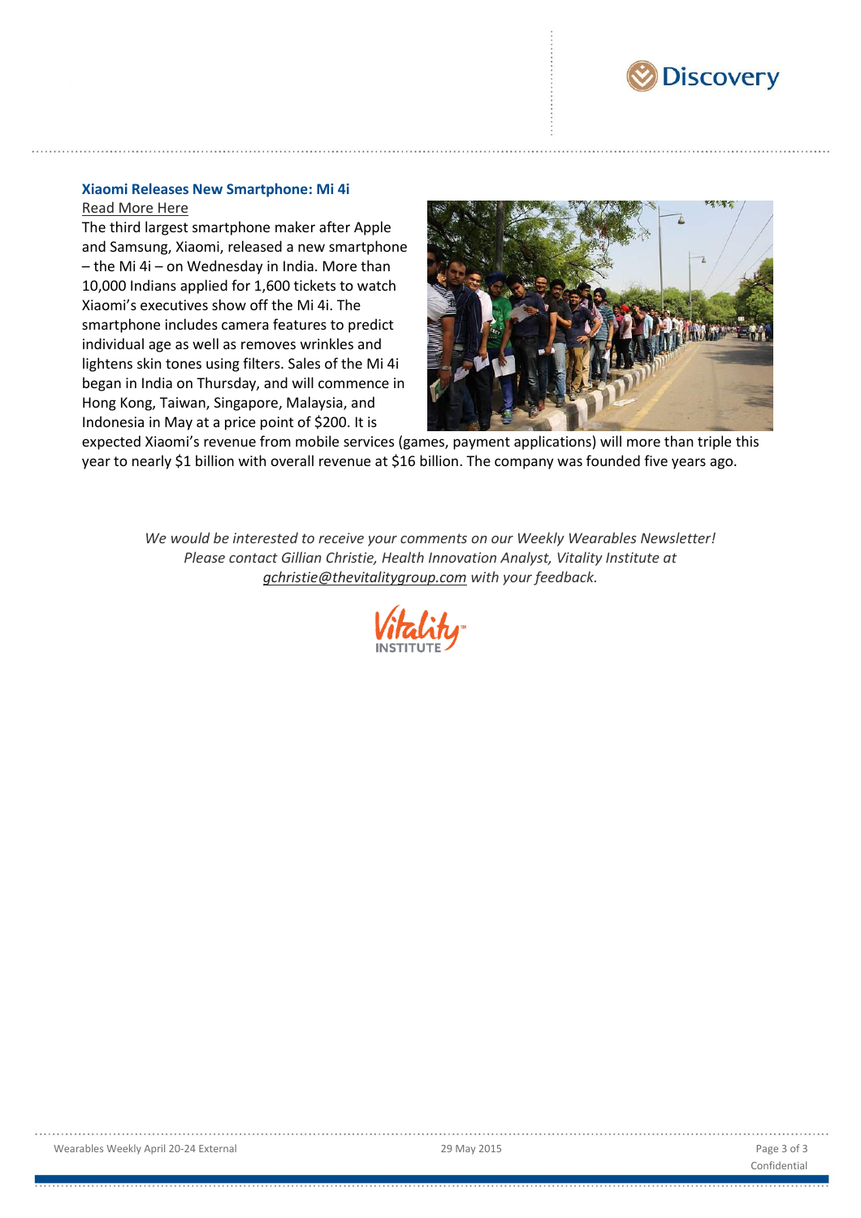### Xiaomi Releases New Smartphone: Mi 4i

Read More Here

The third largest smartphone maker after Apple and Samsung, Xiaomi, released a new smartphone – the Mi 4i – on Wednesday in India. More than 10,000 Indians applied for 1,600 tickets to watch Xiaomi's executives show off the Mi 4i. The smartphone includes camera features to predict individual age as well as removes wrinkles and lightens skin tones using filters. Sales of the Mi 4i began in India on Thursday, and will commence in Hong Kong, Taiwan, Singapore, Malaysia, and Indonesia in May at a price point of $200. It is expected Xiaomi's revenue from mobile services (games, payment applications) will more than triple this year to nearly $1 billion with overall revenue at $16 billion. The company was founded five years ago.

*We would be interested to receive your comments on our Weekly Wearables Newsletter! Please contact Gillian Christie, Health Innovation Analyst, Vitality Institute at gchristie@thevitalitygroup.com with your feedback.*